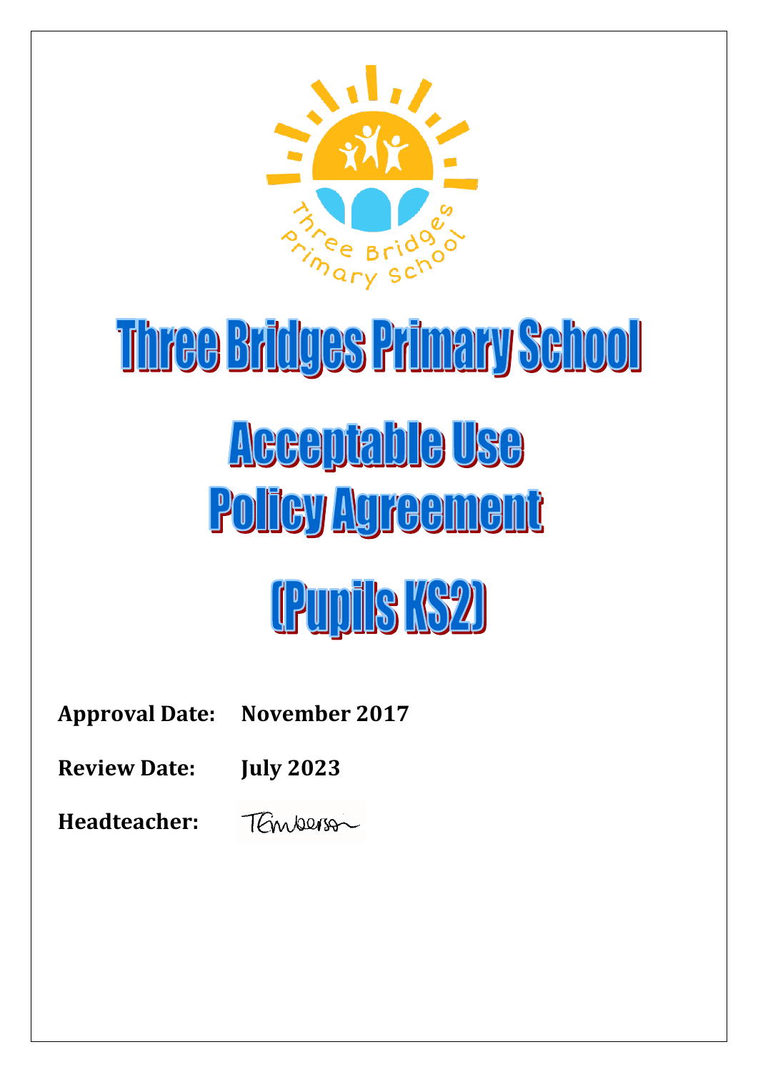# Three Bridges Primary School

# Acceptable Use Policy Agreement

# (Pupils KS2)

**Approval Date:** **November 2017**

**Review Date:** **July 2023**

**Headteacher:**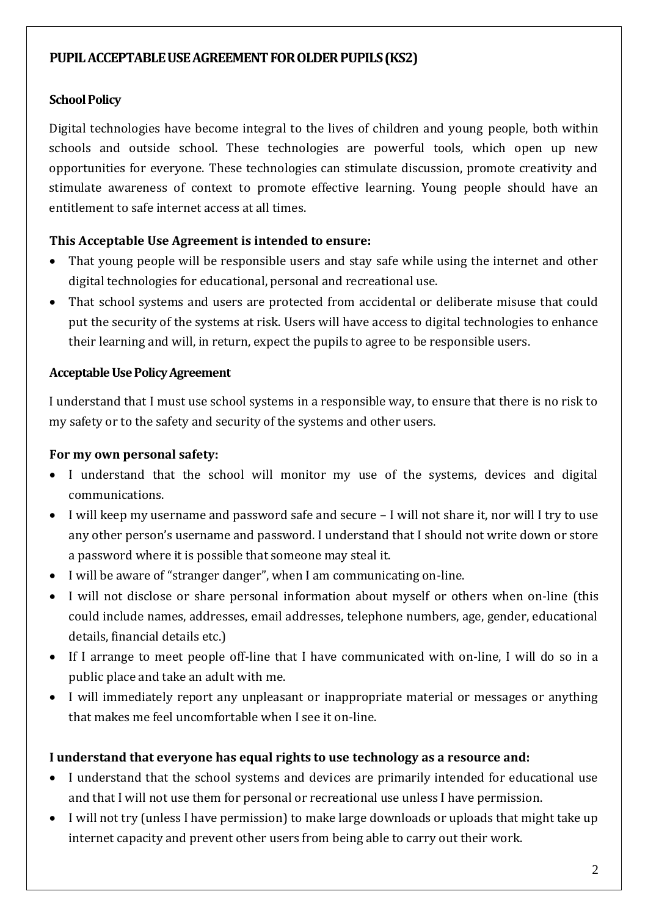## PUPIL ACCEPTABLE USE AGREEMENT FOR OLDER PUPILS (KS2)

### School Policy

Digital technologies have become integral to the lives of children and young people, both within schools and outside school. These technologies are powerful tools, which open up new opportunities for everyone. These technologies can stimulate discussion, promote creativity and stimulate awareness of context to promote effective learning. Young people should have an entitlement to safe internet access at all times.

### This Acceptable Use Agreement is intended to ensure:

- That young people will be responsible users and stay safe while using the internet and other digital technologies for educational, personal and recreational use.
- That school systems and users are protected from accidental or deliberate misuse that could put the security of the systems at risk. Users will have access to digital technologies to enhance their learning and will, in return, expect the pupils to agree to be responsible users.

### Acceptable Use Policy Agreement

I understand that I must use school systems in a responsible way, to ensure that there is no risk to my safety or to the safety and security of the systems and other users.

### For my own personal safety:

- I understand that the school will monitor my use of the systems, devices and digital communications.
- I will keep my username and password safe and secure – I will not share it, nor will I try to use any other person's username and password. I understand that I should not write down or store a password where it is possible that someone may steal it.
- I will be aware of "stranger danger", when I am communicating on-line.
- I will not disclose or share personal information about myself or others when on-line (this could include names, addresses, email addresses, telephone numbers, age, gender, educational details, financial details etc.)
- If I arrange to meet people off-line that I have communicated with on-line, I will do so in a public place and take an adult with me.
- I will immediately report any unpleasant or inappropriate material or messages or anything that makes me feel uncomfortable when I see it on-line.

### I understand that everyone has equal rights to use technology as a resource and:

- I understand that the school systems and devices are primarily intended for educational use and that I will not use them for personal or recreational use unless I have permission.
- I will not try (unless I have permission) to make large downloads or uploads that might take up internet capacity and prevent other users from being able to carry out their work.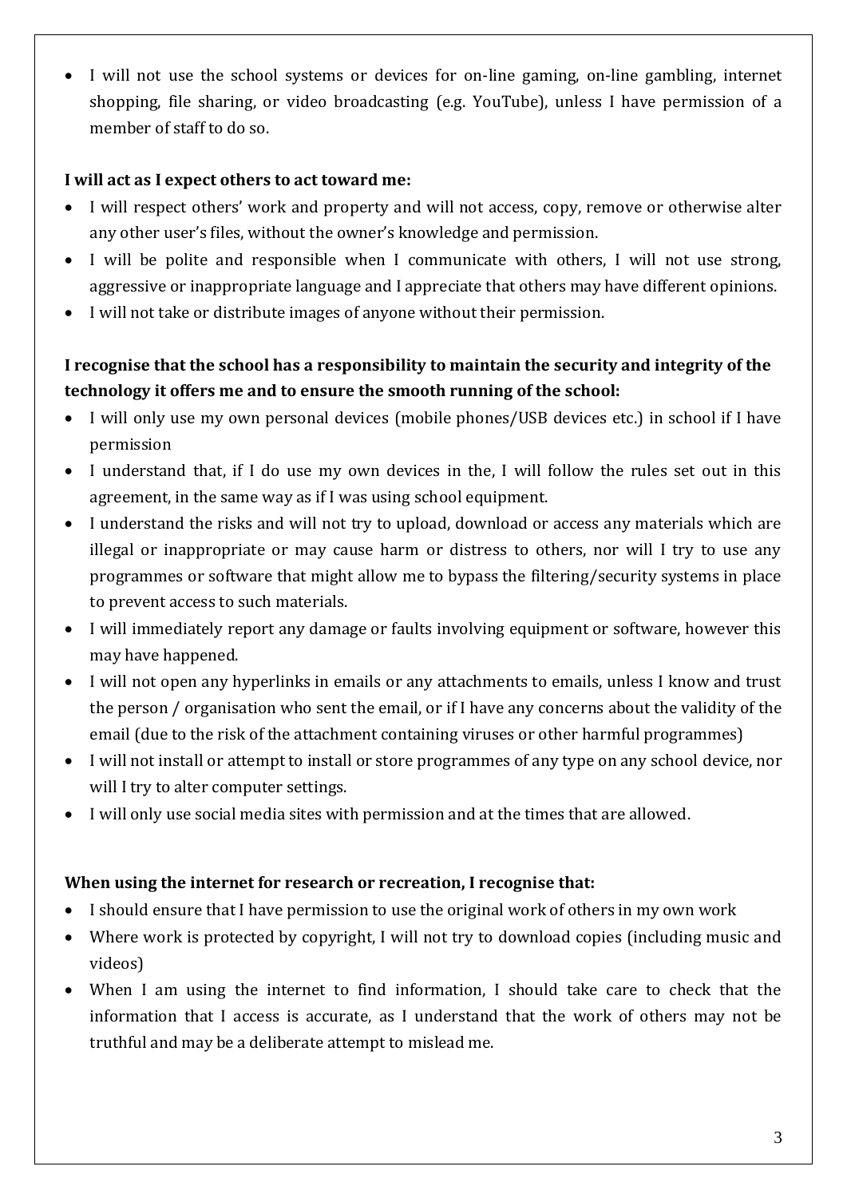- I will not use the school systems or devices for on-line gaming, on-line gambling, internet shopping, file sharing, or video broadcasting (e.g. YouTube), unless I have permission of a member of staff to do so.

**I will act as I expect others to act toward me:**

- I will respect others' work and property and will not access, copy, remove or otherwise alter any other user's files, without the owner's knowledge and permission.
- I will be polite and responsible when I communicate with others, I will not use strong, aggressive or inappropriate language and I appreciate that others may have different opinions.
- I will not take or distribute images of anyone without their permission.

**I recognise that the school has a responsibility to maintain the security and integrity of the technology it offers me and to ensure the smooth running of the school:**

- I will only use my own personal devices (mobile phones/USB devices etc.) in school if I have permission
- I understand that, if I do use my own devices in the, I will follow the rules set out in this agreement, in the same way as if I was using school equipment.
- I understand the risks and will not try to upload, download or access any materials which are illegal or inappropriate or may cause harm or distress to others, nor will I try to use any programmes or software that might allow me to bypass the filtering/security systems in place to prevent access to such materials.
- I will immediately report any damage or faults involving equipment or software, however this may have happened.
- I will not open any hyperlinks in emails or any attachments to emails, unless I know and trust the person / organisation who sent the email, or if I have any concerns about the validity of the email (due to the risk of the attachment containing viruses or other harmful programmes)
- I will not install or attempt to install or store programmes of any type on any school device, nor will I try to alter computer settings.
- I will only use social media sites with permission and at the times that are allowed.

**When using the internet for research or recreation, I recognise that:**

- I should ensure that I have permission to use the original work of others in my own work
- Where work is protected by copyright, I will not try to download copies (including music and videos)
- When I am using the internet to find information, I should take care to check that the information that I access is accurate, as I understand that the work of others may not be truthful and may be a deliberate attempt to mislead me.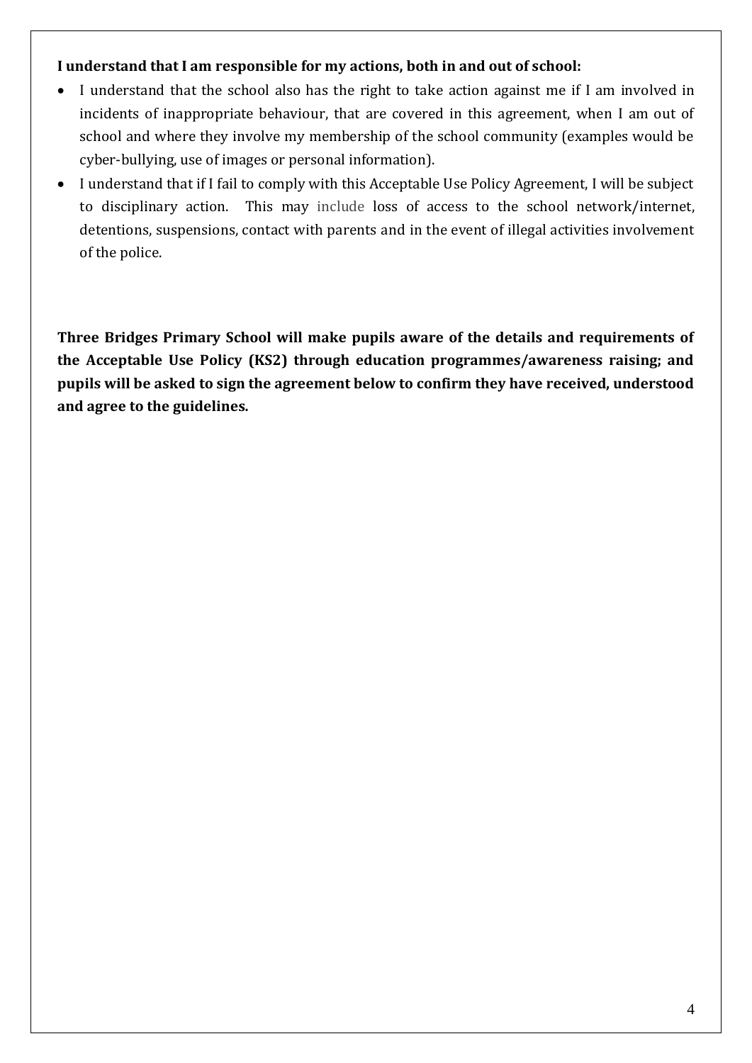**I understand that I am responsible for my actions, both in and out of school:**

- I understand that the school also has the right to take action against me if I am involved in incidents of inappropriate behaviour, that are covered in this agreement, when I am out of school and where they involve my membership of the school community (examples would be cyber-bullying, use of images or personal information).
- I understand that if I fail to comply with this Acceptable Use Policy Agreement, I will be subject to disciplinary action. This may include loss of access to the school network/internet, detentions, suspensions, contact with parents and in the event of illegal activities involvement of the police.

**Three Bridges Primary School will make pupils aware of the details and requirements of the Acceptable Use Policy (KS2) through education programmes/awareness raising; and pupils will be asked to sign the agreement below to confirm they have received, understood and agree to the guidelines.**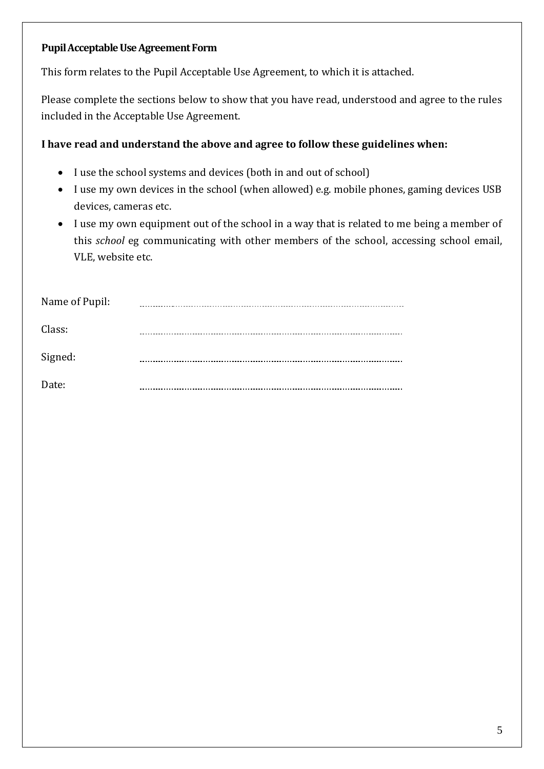**Pupil Acceptable Use Agreement Form**

This form relates to the Pupil Acceptable Use Agreement, to which it is attached.

Please complete the sections below to show that you have read, understood and agree to the rules included in the Acceptable Use Agreement.

**I have read and understand the above and agree to follow these guidelines when:**

- I use the school systems and devices (both in and out of school)
- I use my own devices in the school (when allowed) e.g. mobile phones, gaming devices USB devices, cameras etc.
- I use my own equipment out of the school in a way that is related to me being a member of this *school* eg communicating with other members of the school, accessing school email, VLE, website etc.

Name of Pupil: ..................................................................................................

Class: ..................................................................................................

Signed: ..................................................................................................

Date: ..................................................................................................